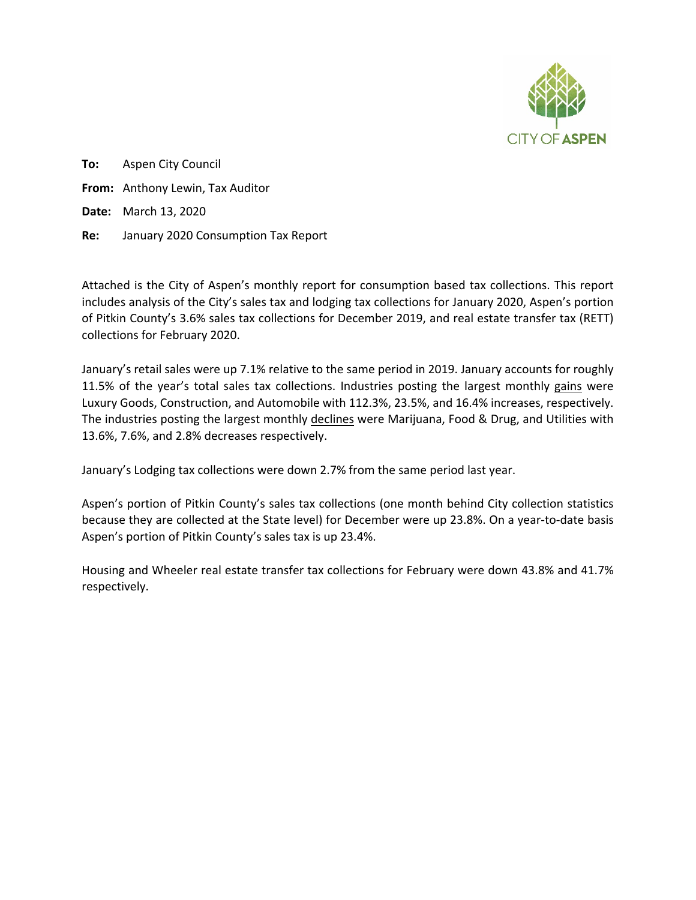CITY OF ASPEN

**To:** Aspen City Council

**From:** Anthony Lewin, Tax Auditor

**Date:** March 13, 2020

**Re:** January 2020 Consumption Tax Report

Attached is the City of Aspen's monthly report for consumption based tax collections. This report includes analysis of the City's sales tax and lodging tax collections for January 2020, Aspen's portion of Pitkin County's 3.6% sales tax collections for December 2019, and real estate transfer tax (RETT) collections for February 2020.

January's retail sales were up 7.1% relative to the same period in 2019. January accounts for roughly 11.5% of the year's total sales tax collections. Industries posting the largest monthly gains were Luxury Goods, Construction, and Automobile with 112.3%, 23.5%, and 16.4% increases, respectively. The industries posting the largest monthly declines were Marijuana, Food & Drug, and Utilities with 13.6%, 7.6%, and 2.8% decreases respectively.

January's Lodging tax collections were down 2.7% from the same period last year.

Aspen's portion of Pitkin County's sales tax collections (one month behind City collection statistics because they are collected at the State level) for December were up 23.8%. On a year-to-date basis Aspen's portion of Pitkin County's sales tax is up 23.4%.

Housing and Wheeler real estate transfer tax collections for February were down 43.8% and 41.7% respectively.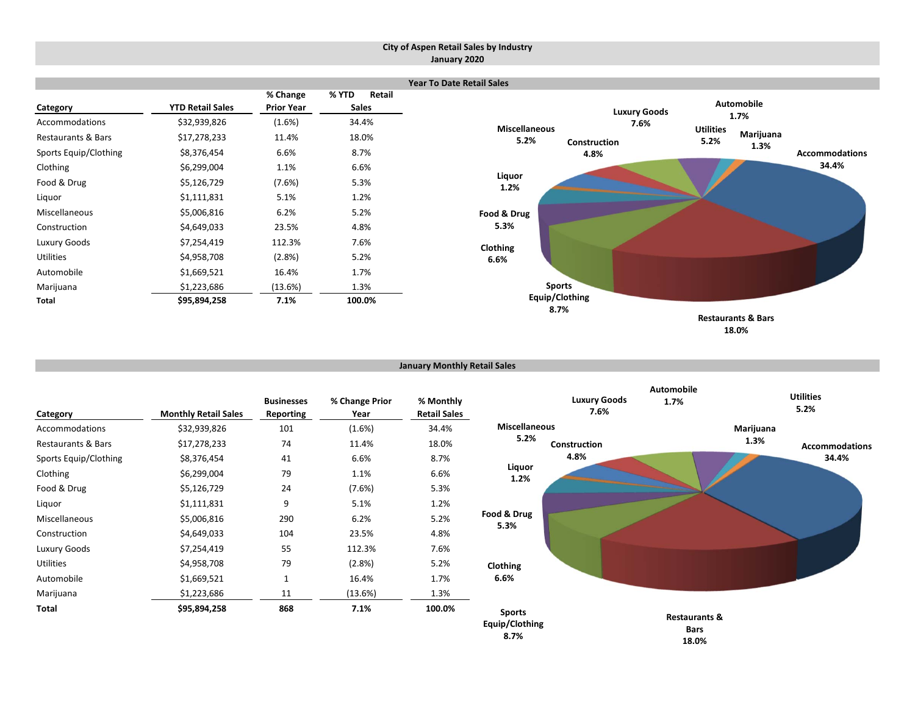# City of Aspen Retail Sales by Industry
## January 2020

### Year To Date Retail Sales

| Category | YTD Retail Sales | % Change Prior Year | % YTD Retail Sales |
|---|---|---|---|
| Accommodations | $32,939,826 | (1.6%) | 34.4% |
| Restaurants & Bars | $17,278,233 | 11.4% | 18.0% |
| Sports Equip/Clothing | $8,376,454 | 6.6% | 8.7% |
| Clothing | $6,299,004 | 1.1% | 6.6% |
| Food & Drug | $5,126,729 | (7.6%) | 5.3% |
| Liquor | $1,111,831 | 5.1% | 1.2% |
| Miscellaneous | $5,006,816 | 6.2% | 5.2% |
| Construction | $4,649,033 | 23.5% | 4.8% |
| Luxury Goods | $7,254,419 | 112.3% | 7.6% |
| Utilities | $4,958,708 | (2.8%) | 5.2% |
| Automobile | $1,669,521 | 16.4% | 1.7% |
| Marijuana | $1,223,686 | (13.6%) | 1.3% |
| **Total** | **$95,894,258** | **7.1%** | **100.0%** |

Accommodations 34.4%; Restaurants & Bars 18.0%; Sports Equip/Clothing 8.7%; Clothing 6.6%; Food & Drug 5.3%; Liquor 1.2%; Miscellaneous 5.2%; Construction 4.8%; Luxury Goods 7.6%; Utilities 5.2%; Automobile 1.7%; Marijuana 1.3%

### January Monthly Retail Sales

| Category | Monthly Retail Sales | Businesses Reporting | % Change Prior Year | % Monthly Retail Sales |
|---|---|---|---|---|
| Accommodations | $32,939,826 | 101 | (1.6%) | 34.4% |
| Restaurants & Bars | $17,278,233 | 74 | 11.4% | 18.0% |
| Sports Equip/Clothing | $8,376,454 | 41 | 6.6% | 8.7% |
| Clothing | $6,299,004 | 79 | 1.1% | 6.6% |
| Food & Drug | $5,126,729 | 24 | (7.6%) | 5.3% |
| Liquor | $1,111,831 | 9 | 5.1% | 1.2% |
| Miscellaneous | $5,006,816 | 290 | 6.2% | 5.2% |
| Construction | $4,649,033 | 104 | 23.5% | 4.8% |
| Luxury Goods | $7,254,419 | 55 | 112.3% | 7.6% |
| Utilities | $4,958,708 | 79 | (2.8%) | 5.2% |
| Automobile | $1,669,521 | 1 | 16.4% | 1.7% |
| Marijuana | $1,223,686 | 11 | (13.6%) | 1.3% |
| **Total** | **$95,894,258** | **868** | **7.1%** | **100.0%** |

Accommodations 34.4%; Restaurants & Bars 18.0%; Sports Equip/Clothing 8.7%; Clothing 6.6%; Food & Drug 5.3%; Liquor 1.2%; Miscellaneous 5.2%; Construction 4.8%; Luxury Goods 7.6%; Automobile 1.7%; Utilities 5.2%; Marijuana 1.3%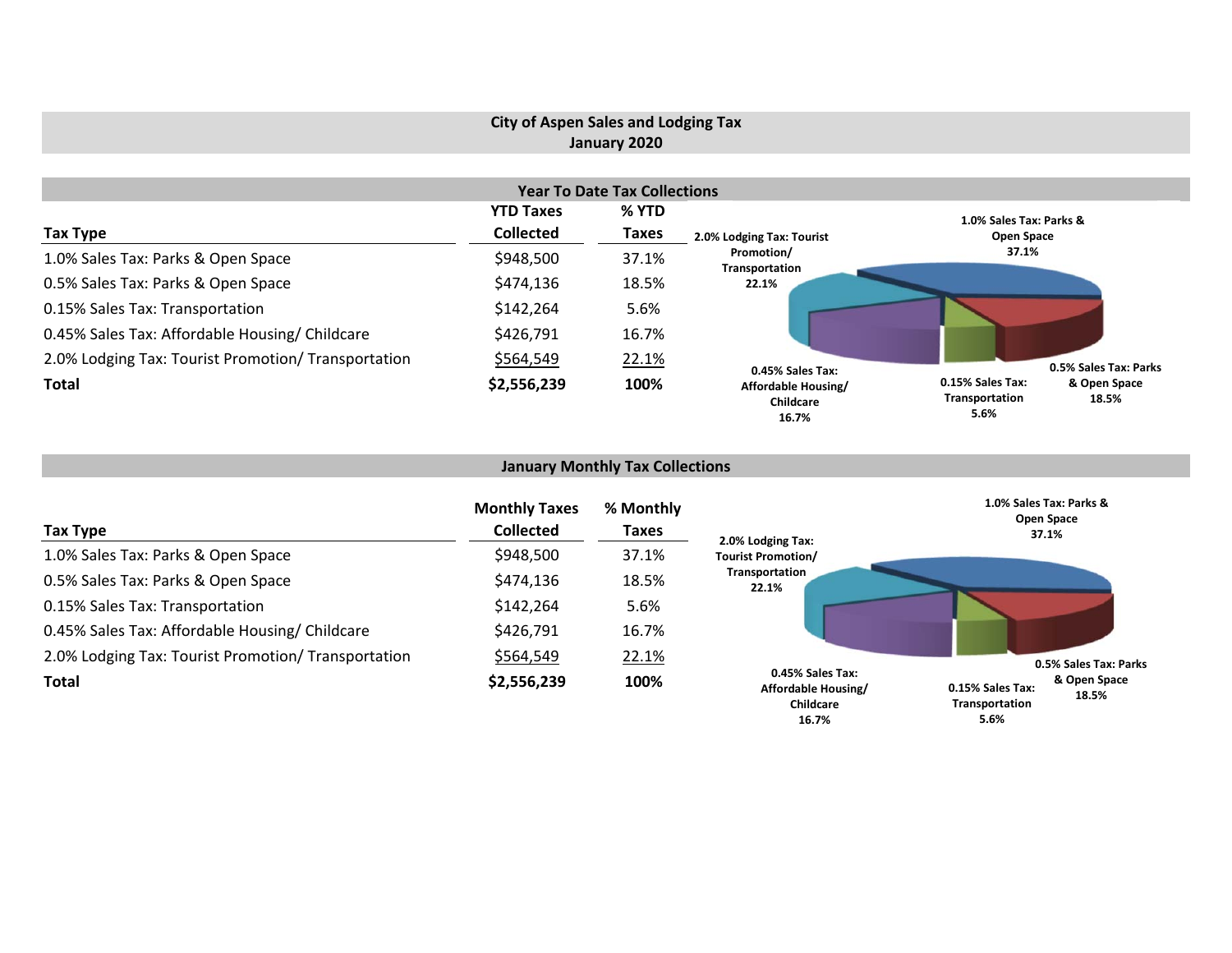# City of Aspen Sales and Lodging Tax
## January 2020

### Year To Date Tax Collections

| Tax Type | YTD Taxes Collected | % YTD Taxes |
|---|---|---|
| 1.0% Sales Tax: Parks & Open Space | $948,500 | 37.1% |
| 0.5% Sales Tax: Parks & Open Space | $474,136 | 18.5% |
| 0.15% Sales Tax: Transportation | $142,264 | 5.6% |
| 0.45% Sales Tax: Affordable Housing/ Childcare | $426,791 | 16.7% |
| 2.0% Lodging Tax: Tourist Promotion/ Transportation | $564,549 | 22.1% |
| **Total** | **$2,556,239** | **100%** |

2.0% Lodging Tax: Tourist Promotion/ Transportation 22.1%
1.0% Sales Tax: Parks & Open Space 37.1%
0.5% Sales Tax: Parks & Open Space 18.5%
0.15% Sales Tax: Transportation 5.6%
0.45% Sales Tax: Affordable Housing/ Childcare 16.7%

### January Monthly Tax Collections

| Tax Type | Monthly Taxes Collected | % Monthly Taxes |
|---|---|---|
| 1.0% Sales Tax: Parks & Open Space | $948,500 | 37.1% |
| 0.5% Sales Tax: Parks & Open Space | $474,136 | 18.5% |
| 0.15% Sales Tax: Transportation | $142,264 | 5.6% |
| 0.45% Sales Tax: Affordable Housing/ Childcare | $426,791 | 16.7% |
| 2.0% Lodging Tax: Tourist Promotion/ Transportation | $564,549 | 22.1% |
| **Total** | **$2,556,239** | **100%** |

2.0% Lodging Tax: Tourist Promotion/ Transportation 22.1%
1.0% Sales Tax: Parks & Open Space 37.1%
0.5% Sales Tax: Parks & Open Space 18.5%
0.15% Sales Tax: Transportation 5.6%
0.45% Sales Tax: Affordable Housing/ Childcare 16.7%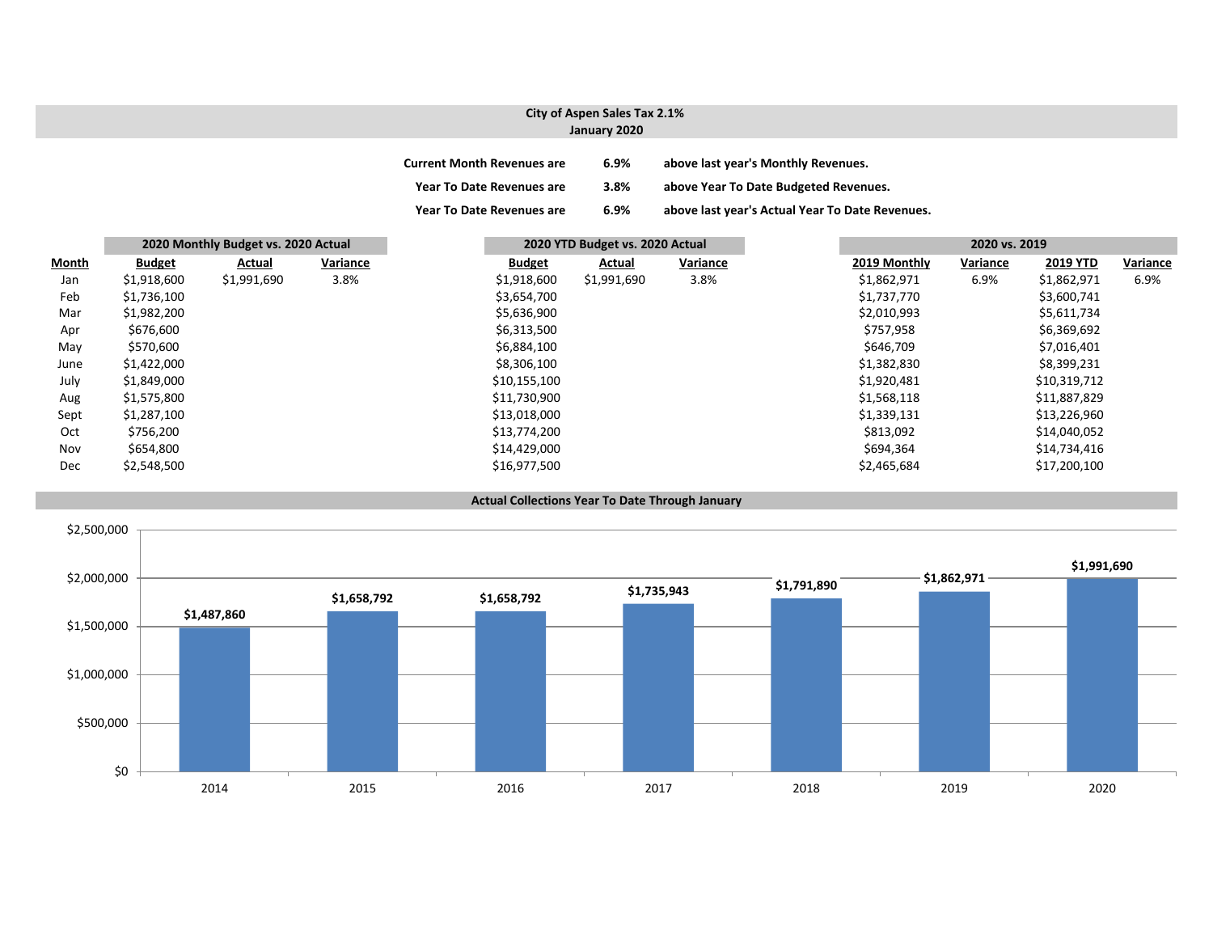## City of Aspen Sales Tax 2.1%
### January 2020

**Current Month Revenues are** **6.9%** **above last year's Monthly Revenues.**

**Year To Date Revenues are** **3.8%** **above Year To Date Budgeted Revenues.**

**Year To Date Revenues are** **6.9%** **above last year's Actual Year To Date Revenues.**

| | 2020 Monthly Budget vs. 2020 Actual | | | 2020 YTD Budget vs. 2020 Actual | | | 2020 vs. 2019 | | | |
|---|---|---|---|---|---|---|---|---|---|---|
| **Month** | **Budget** | **Actual** | **Variance** | **Budget** | **Actual** | **Variance** | **2019 Monthly** | **Variance** | **2019 YTD** | **Variance** |
| Jan | $1,918,600 | $1,991,690 | 3.8% | $1,918,600 | $1,991,690 | 3.8% | $1,862,971 | 6.9% | $1,862,971 | 6.9% |
| Feb | $1,736,100 | | | $3,654,700 | | | $1,737,770 | | $3,600,741 | |
| Mar | $1,982,200 | | | $5,636,900 | | | $2,010,993 | | $5,611,734 | |
| Apr | $676,600 | | | $6,313,500 | | | $757,958 | | $6,369,692 | |
| May | $570,600 | | | $6,884,100 | | | $646,709 | | $7,016,401 | |
| June | $1,422,000 | | | $8,306,100 | | | $1,382,830 | | $8,399,231 | |
| July | $1,849,000 | | | $10,155,100 | | | $1,920,481 | | $10,319,712 | |
| Aug | $1,575,800 | | | $11,730,900 | | | $1,568,118 | | $11,887,829 | |
| Sept | $1,287,100 | | | $13,018,000 | | | $1,339,131 | | $13,226,960 | |
| Oct | $756,200 | | | $13,774,200 | | | $813,092 | | $14,040,052 | |
| Nov | $654,800 | | | $14,429,000 | | | $694,364 | | $14,734,416 | |
| Dec | $2,548,500 | | | $16,977,500 | | | $2,465,684 | | $17,200,100 | |

**Actual Collections Year To Date Through January**

| Year | Collections |
|---|---|
| 2014 | $1,487,860 |
| 2015 | $1,658,792 |
| 2016 | $1,658,792 |
| 2017 | $1,735,943 |
| 2018 | $1,791,890 |
| 2019 | $1,862,971 |
| 2020 | $1,991,690 |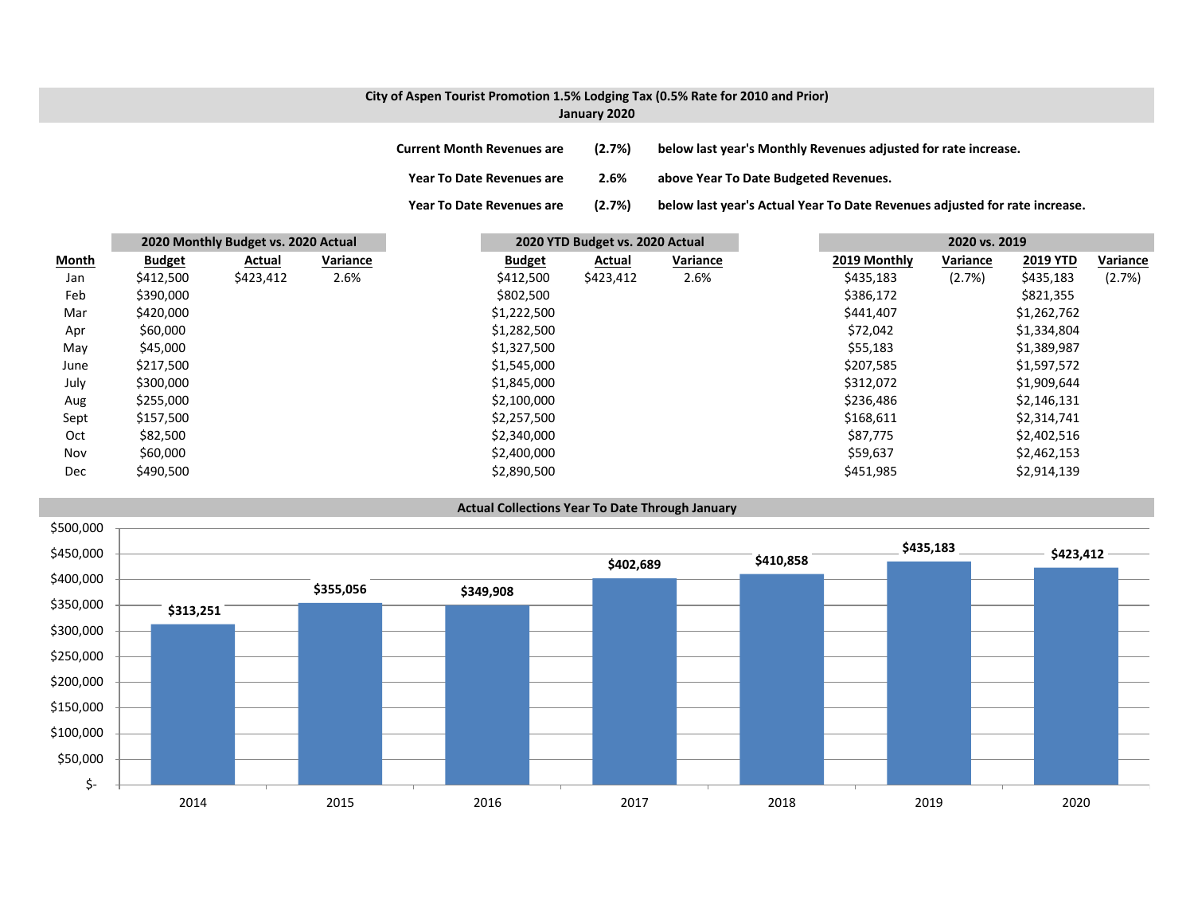## City of Aspen Tourist Promotion 1.5% Lodging Tax (0.5% Rate for 2010 and Prior)
### January 2020

| | | |
|---|---|---|
| Current Month Revenues are | (2.7%) | below last year's Monthly Revenues adjusted for rate increase. |
| Year To Date Revenues are | 2.6% | above Year To Date Budgeted Revenues. |
| Year To Date Revenues are | (2.7%) | below last year's Actual Year To Date Revenues adjusted for rate increase. |

| | 2020 Monthly Budget vs. 2020 Actual | | | 2020 YTD Budget vs. 2020 Actual | | | 2020 vs. 2019 | | | |
|---|---|---|---|---|---|---|---|---|---|---|
| **Month** | **Budget** | **Actual** | **Variance** | **Budget** | **Actual** | **Variance** | **2019 Monthly** | **Variance** | **2019 YTD** | **Variance** |
| Jan | $412,500 | $423,412 | 2.6% | $412,500 | $423,412 | 2.6% | $435,183 | (2.7%) | $435,183 | (2.7%) |
| Feb | $390,000 | | | $802,500 | | | $386,172 | | $821,355 | |
| Mar | $420,000 | | | $1,222,500 | | | $441,407 | | $1,262,762 | |
| Apr | $60,000 | | | $1,282,500 | | | $72,042 | | $1,334,804 | |
| May | $45,000 | | | $1,327,500 | | | $55,183 | | $1,389,987 | |
| June | $217,500 | | | $1,545,000 | | | $207,585 | | $1,597,572 | |
| July | $300,000 | | | $1,845,000 | | | $312,072 | | $1,909,644 | |
| Aug | $255,000 | | | $2,100,000 | | | $236,486 | | $2,146,131 | |
| Sept | $157,500 | | | $2,257,500 | | | $168,611 | | $2,314,741 | |
| Oct | $82,500 | | | $2,340,000 | | | $87,775 | | $2,402,516 | |
| Nov | $60,000 | | | $2,400,000 | | | $59,637 | | $2,462,153 | |
| Dec | $490,500 | | | $2,890,500 | | | $451,985 | | $2,914,139 | |

### Actual Collections Year To Date Through January

| Year | Collections |
|---|---|
| 2014 | $313,251 |
| 2015 | $355,056 |
| 2016 | $349,908 |
| 2017 | $402,689 |
| 2018 | $410,858 |
| 2019 | $435,183 |
| 2020 | $423,412 |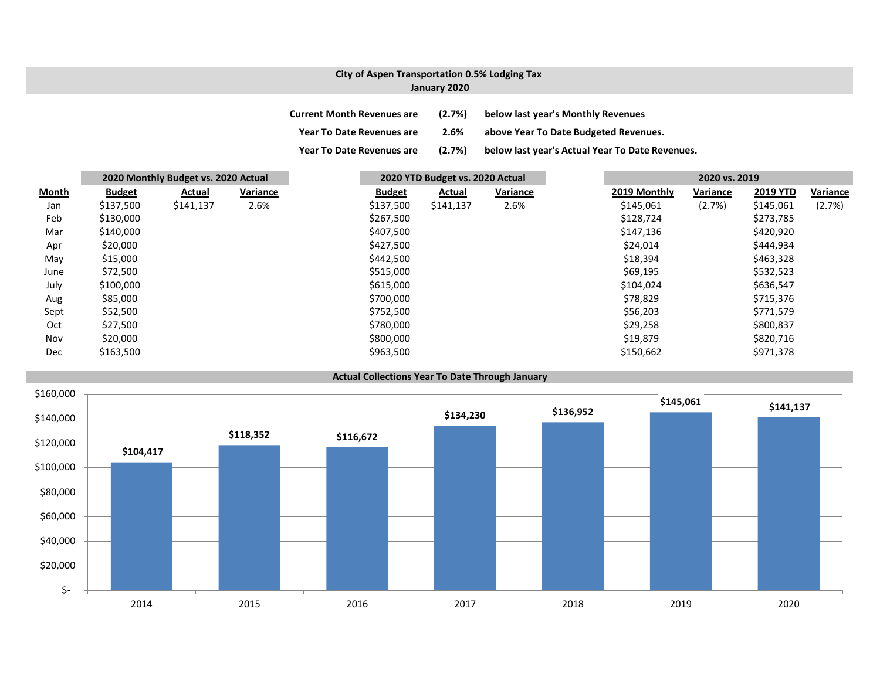## City of Aspen Transportation 0.5% Lodging Tax
## January 2020

**Current Month Revenues are (2.7%) below last year's Monthly Revenues**

**Year To Date Revenues are 2.6% above Year To Date Budgeted Revenues.**

**Year To Date Revenues are (2.7%) below last year's Actual Year To Date Revenues.**

| | 2020 Monthly Budget vs. 2020 Actual | | | 2020 YTD Budget vs. 2020 Actual | | | 2020 vs. 2019 | | | |
|---|---|---|---|---|---|---|---|---|---|---|
| **Month** | **Budget** | **Actual** | **Variance** | **Budget** | **Actual** | **Variance** | **2019 Monthly** | **Variance** | **2019 YTD** | **Variance** |
| Jan | $137,500 | $141,137 | 2.6% | $137,500 | $141,137 | 2.6% | $145,061 | (2.7%) | $145,061 | (2.7%) |
| Feb | $130,000 | | | $267,500 | | | $128,724 | | $273,785 | |
| Mar | $140,000 | | | $407,500 | | | $147,136 | | $420,920 | |
| Apr | $20,000 | | | $427,500 | | | $24,014 | | $444,934 | |
| May | $15,000 | | | $442,500 | | | $18,394 | | $463,328 | |
| June | $72,500 | | | $515,000 | | | $69,195 | | $532,523 | |
| July | $100,000 | | | $615,000 | | | $104,024 | | $636,547 | |
| Aug | $85,000 | | | $700,000 | | | $78,829 | | $715,376 | |
| Sept | $52,500 | | | $752,500 | | | $56,203 | | $771,579 | |
| Oct | $27,500 | | | $780,000 | | | $29,258 | | $800,837 | |
| Nov | $20,000 | | | $800,000 | | | $19,879 | | $820,716 | |
| Dec | $163,500 | | | $963,500 | | | $150,662 | | $971,378 | |

### Actual Collections Year To Date Through January

| Year | Collections |
|---|---|
| 2014 | $104,417 |
| 2015 | $118,352 |
| 2016 | $116,672 |
| 2017 | $134,230 |
| 2018 | $136,952 |
| 2019 | $145,061 |
| 2020 | $141,137 |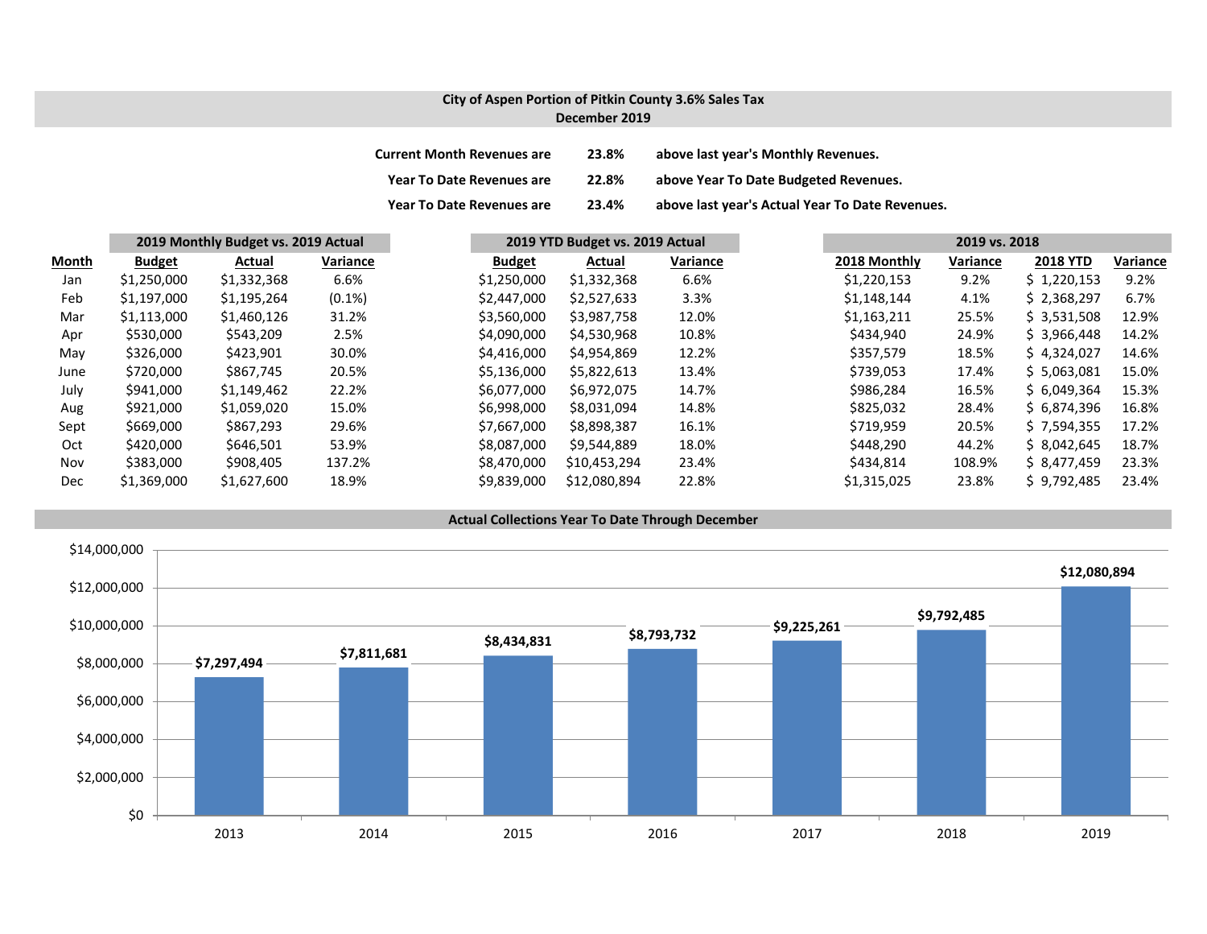**City of Aspen Portion of Pitkin County 3.6% Sales Tax**
**December 2019**

| | | |
|---|---|---|
| **Current Month Revenues are** | **23.8%** | **above last year's Monthly Revenues.** |
| **Year To Date Revenues are** | **22.8%** | **above Year To Date Budgeted Revenues.** |
| **Year To Date Revenues are** | **23.4%** | **above last year's Actual Year To Date Revenues.** |

| | 2019 Monthly Budget vs. 2019 Actual | | | 2019 YTD Budget vs. 2019 Actual | | | 2019 vs. 2018 | | | |
|---|---|---|---|---|---|---|---|---|---|---|
| **Month** | **Budget** | **Actual** | **Variance** | **Budget** | **Actual** | **Variance** | **2018 Monthly** | **Variance** | **2018 YTD** | **Variance** |
| Jan | $1,250,000 | $1,332,368 | 6.6% | $1,250,000 | $1,332,368 | 6.6% | $1,220,153 | 9.2% | $ 1,220,153 | 9.2% |
| Feb | $1,197,000 | $1,195,264 | (0.1%) | $2,447,000 | $2,527,633 | 3.3% | $1,148,144 | 4.1% | $ 2,368,297 | 6.7% |
| Mar | $1,113,000 | $1,460,126 | 31.2% | $3,560,000 | $3,987,758 | 12.0% | $1,163,211 | 25.5% | $ 3,531,508 | 12.9% |
| Apr | $530,000 | $543,209 | 2.5% | $4,090,000 | $4,530,968 | 10.8% | $434,940 | 24.9% | $ 3,966,448 | 14.2% |
| May | $326,000 | $423,901 | 30.0% | $4,416,000 | $4,954,869 | 12.2% | $357,579 | 18.5% | $ 4,324,027 | 14.6% |
| June | $720,000 | $867,745 | 20.5% | $5,136,000 | $5,822,613 | 13.4% | $739,053 | 17.4% | $ 5,063,081 | 15.0% |
| July | $941,000 | $1,149,462 | 22.2% | $6,077,000 | $6,972,075 | 14.7% | $986,284 | 16.5% | $ 6,049,364 | 15.3% |
| Aug | $921,000 | $1,059,020 | 15.0% | $6,998,000 | $8,031,094 | 14.8% | $825,032 | 28.4% | $ 6,874,396 | 16.8% |
| Sept | $669,000 | $867,293 | 29.6% | $7,667,000 | $8,898,387 | 16.1% | $719,959 | 20.5% | $ 7,594,355 | 17.2% |
| Oct | $420,000 | $646,501 | 53.9% | $8,087,000 | $9,544,889 | 18.0% | $448,290 | 44.2% | $ 8,042,645 | 18.7% |
| Nov | $383,000 | $908,405 | 137.2% | $8,470,000 | $10,453,294 | 23.4% | $434,814 | 108.9% | $ 8,477,459 | 23.3% |
| Dec | $1,369,000 | $1,627,600 | 18.9% | $9,839,000 | $12,080,894 | 22.8% | $1,315,025 | 23.8% | $ 9,792,485 | 23.4% |

**Actual Collections Year To Date Through December**

| Year | Collections |
|---|---|
| 2013 | $7,297,494 |
| 2014 | $7,811,681 |
| 2015 | $8,434,831 |
| 2016 | $8,793,732 |
| 2017 | $9,225,261 |
| 2018 | $9,792,485 |
| 2019 | $12,080,894 |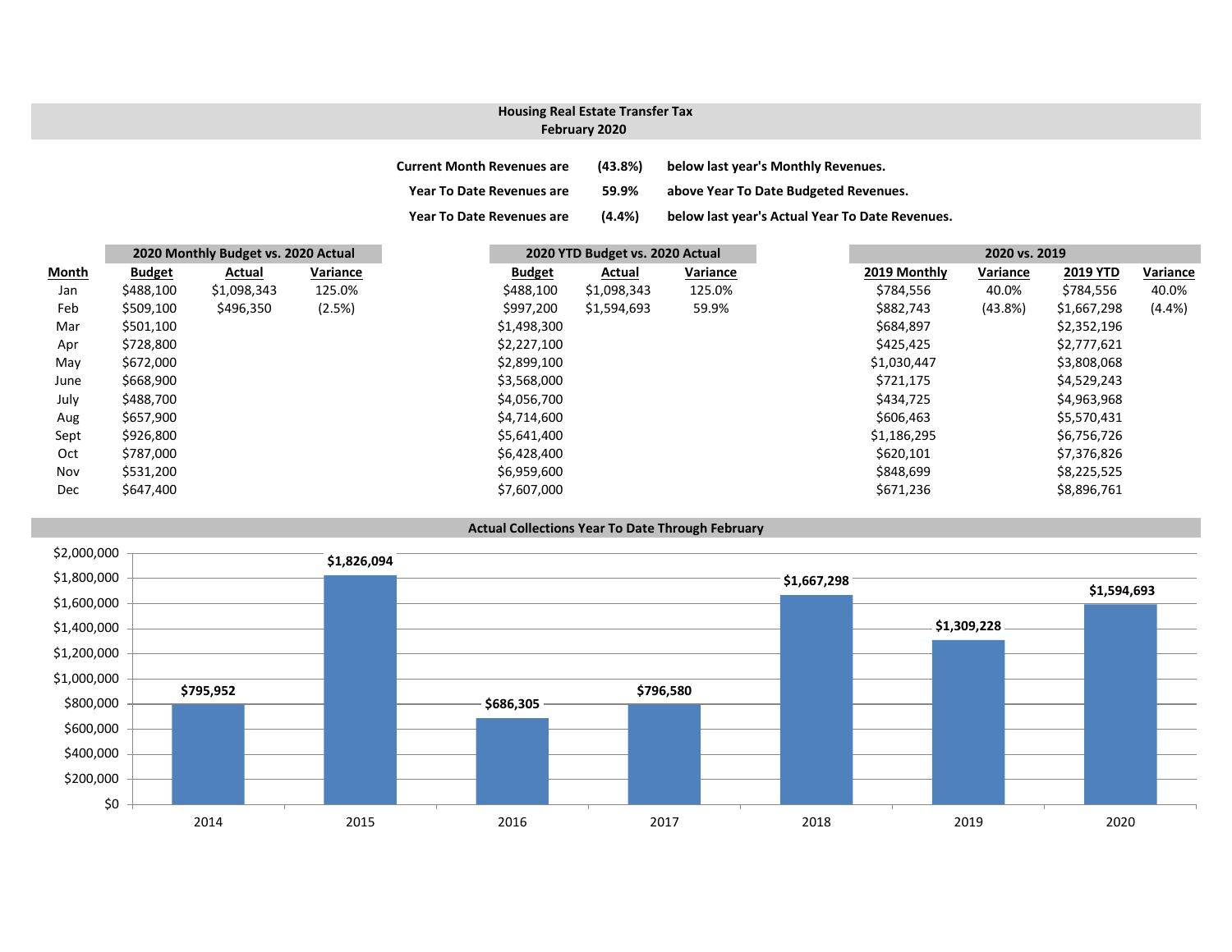# Housing Real Estate Transfer Tax
## February 2020

| | | |
|---|---|---|
| Current Month Revenues are | (43.8%) | below last year's Monthly Revenues. |
| Year To Date Revenues are | 59.9% | above Year To Date Budgeted Revenues. |
| Year To Date Revenues are | (4.4%) | below last year's Actual Year To Date Revenues. |

| | 2020 Monthly Budget vs. 2020 Actual | | | 2020 YTD Budget vs. 2020 Actual | | | 2020 vs. 2019 | | | |
|---|---|---|---|---|---|---|---|---|---|---|
| **Month** | **Budget** | **Actual** | **Variance** | **Budget** | **Actual** | **Variance** | **2019 Monthly** | **Variance** | **2019 YTD** | **Variance** |
| Jan | $488,100 | $1,098,343 | 125.0% | $488,100 | $1,098,343 | 125.0% | $784,556 | 40.0% | $784,556 | 40.0% |
| Feb | $509,100 | $496,350 | (2.5%) | $997,200 | $1,594,693 | 59.9% | $882,743 | (43.8%) | $1,667,298 | (4.4%) |
| Mar | $501,100 | | | $1,498,300 | | | $684,897 | | $2,352,196 | |
| Apr | $728,800 | | | $2,227,100 | | | $425,425 | | $2,777,621 | |
| May | $672,000 | | | $2,899,100 | | | $1,030,447 | | $3,808,068 | |
| June | $668,900 | | | $3,568,000 | | | $721,175 | | $4,529,243 | |
| July | $488,700 | | | $4,056,700 | | | $434,725 | | $4,963,968 | |
| Aug | $657,900 | | | $4,714,600 | | | $606,463 | | $5,570,431 | |
| Sept | $926,800 | | | $5,641,400 | | | $1,186,295 | | $6,756,726 | |
| Oct | $787,000 | | | $6,428,400 | | | $620,101 | | $7,376,826 | |
| Nov | $531,200 | | | $6,959,600 | | | $848,699 | | $8,225,525 | |
| Dec | $647,400 | | | $7,607,000 | | | $671,236 | | $8,896,761 | |

## Actual Collections Year To Date Through February

| Year | Amount |
|---|---|
| 2014 | $795,952 |
| 2015 | $1,826,094 |
| 2016 | $686,305 |
| 2017 | $796,580 |
| 2018 | $1,667,298 |
| 2019 | $1,309,228 |
| 2020 | $1,594,693 |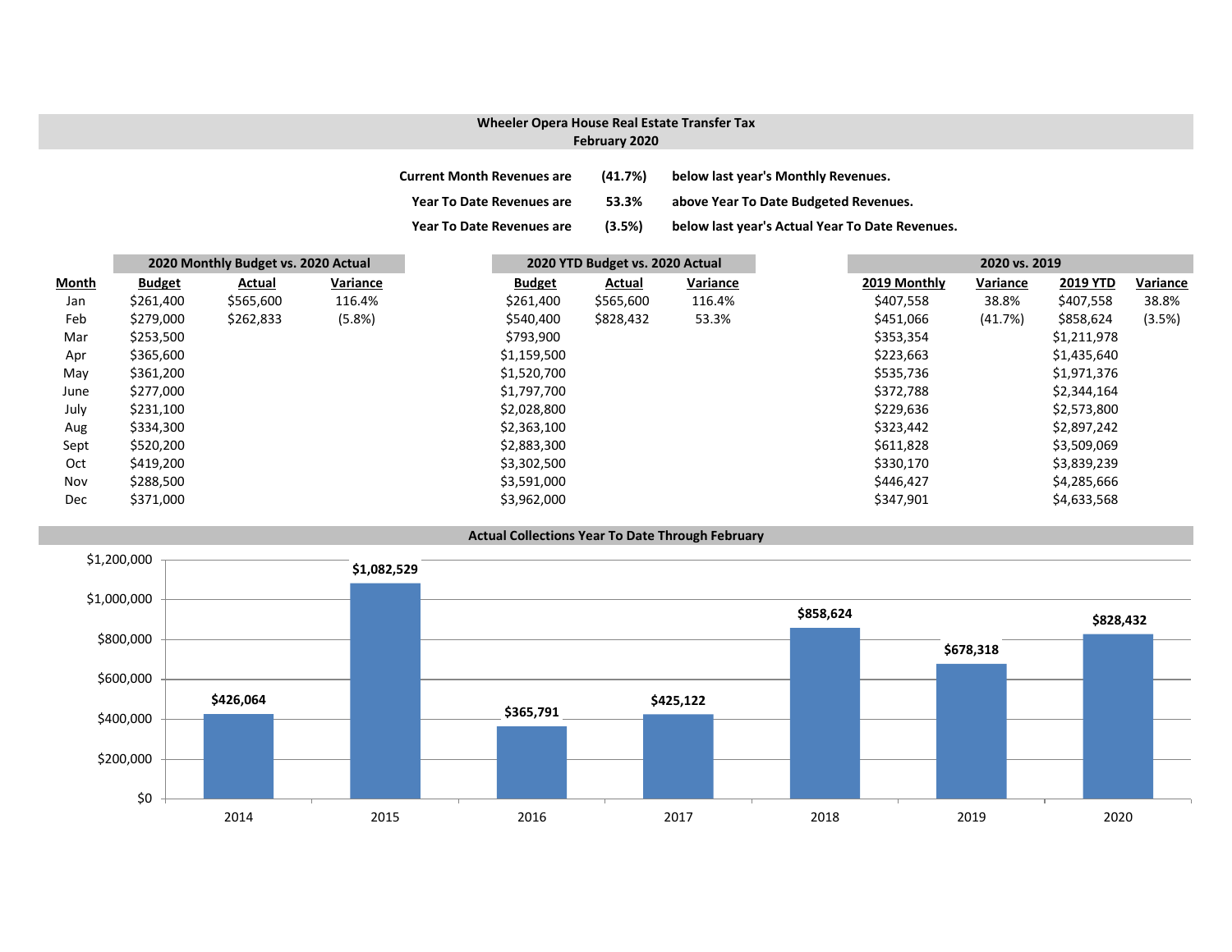**Wheeler Opera House Real Estate Transfer Tax**
**February 2020**

| | | |
|---|---|---|
| **Current Month Revenues are** | **(41.7%)** | **below last year's Monthly Revenues.** |
| **Year To Date Revenues are** | **53.3%** | **above Year To Date Budgeted Revenues.** |
| **Year To Date Revenues are** | **(3.5%)** | **below last year's Actual Year To Date Revenues.** |

| | 2020 Monthly Budget vs. 2020 Actual | | | 2020 YTD Budget vs. 2020 Actual | | | 2020 vs. 2019 | | | |
|---|---|---|---|---|---|---|---|---|---|---|
| **Month** | **Budget** | **Actual** | **Variance** | **Budget** | **Actual** | **Variance** | **2019 Monthly** | **Variance** | **2019 YTD** | **Variance** |
| Jan | $261,400 | $565,600 | 116.4% | $261,400 | $565,600 | 116.4% | $407,558 | 38.8% | $407,558 | 38.8% |
| Feb | $279,000 | $262,833 | (5.8%) | $540,400 | $828,432 | 53.3% | $451,066 | (41.7%) | $858,624 | (3.5%) |
| Mar | $253,500 | | | $793,900 | | | $353,354 | | $1,211,978 | |
| Apr | $365,600 | | | $1,159,500 | | | $223,663 | | $1,435,640 | |
| May | $361,200 | | | $1,520,700 | | | $535,736 | | $1,971,376 | |
| June | $277,000 | | | $1,797,700 | | | $372,788 | | $2,344,164 | |
| July | $231,100 | | | $2,028,800 | | | $229,636 | | $2,573,800 | |
| Aug | $334,300 | | | $2,363,100 | | | $323,442 | | $2,897,242 | |
| Sept | $520,200 | | | $2,883,300 | | | $611,828 | | $3,509,069 | |
| Oct | $419,200 | | | $3,302,500 | | | $330,170 | | $3,839,239 | |
| Nov | $288,500 | | | $3,591,000 | | | $446,427 | | $4,285,666 | |
| Dec | $371,000 | | | $3,962,000 | | | $347,901 | | $4,633,568 | |

**Actual Collections Year To Date Through February**

$1,200,000
$1,000,000
$800,000
$600,000
$400,000
$200,000
$0

2014: $426,064
2015: $1,082,529
2016: $365,791
2017: $425,122
2018: $858,624
2019: $678,318
2020: $828,432